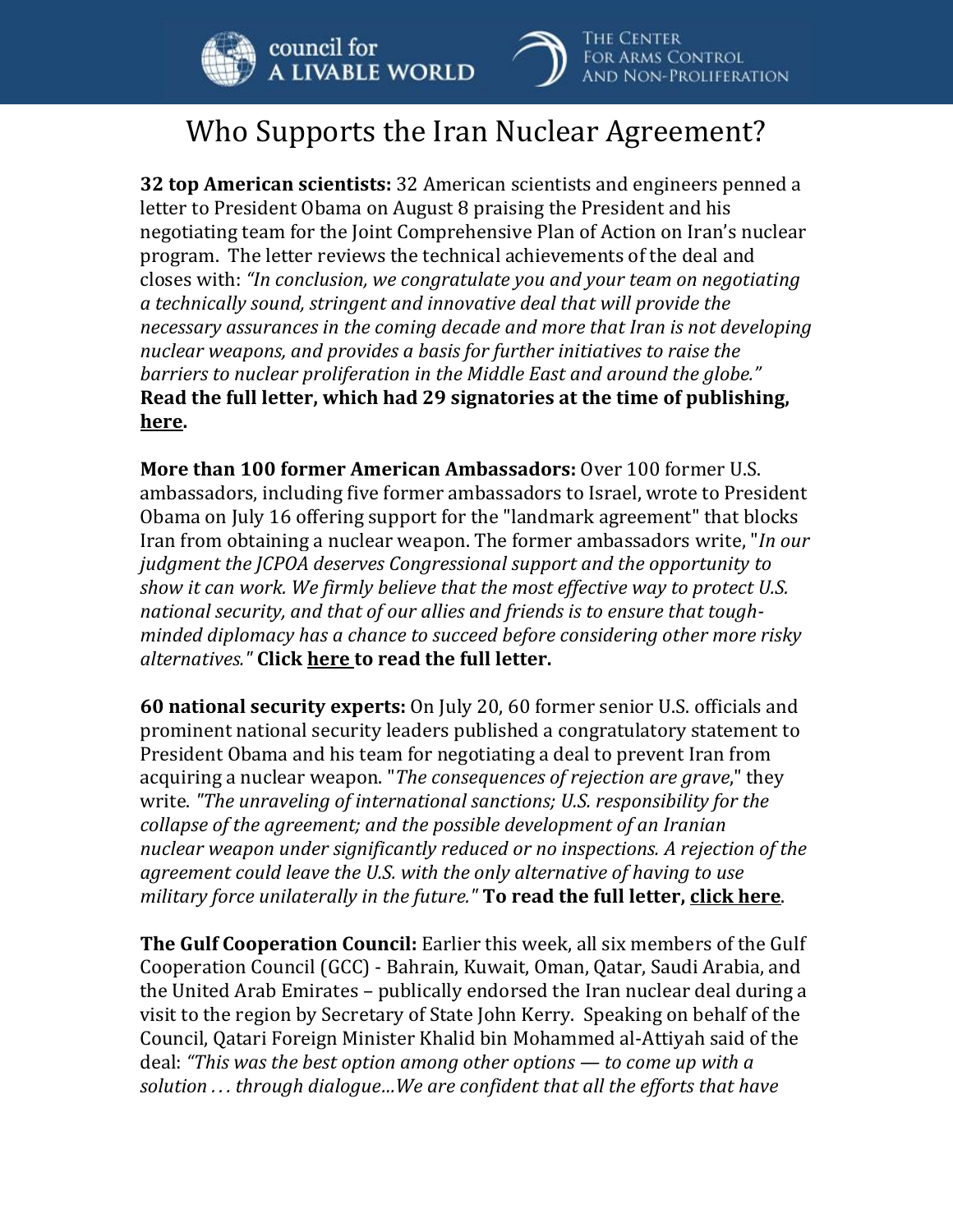council for A LIVABLE WORLD — THE CENTER FOR ARMS CONTROL AND NON-PROLIFERATION

# Who Supports the Iran Nuclear Agreement?

**32 top American scientists:** 32 American scientists and engineers penned a letter to President Obama on August 8 praising the President and his negotiating team for the Joint Comprehensive Plan of Action on Iran's nuclear program. The letter reviews the technical achievements of the deal and closes with: *"In conclusion, we congratulate you and your team on negotiating a technically sound, stringent and innovative deal that will provide the necessary assurances in the coming decade and more that Iran is not developing nuclear weapons, and provides a basis for further initiatives to raise the barriers to nuclear proliferation in the Middle East and around the globe."* **Read the full letter, which had 29 signatories at the time of publishing, here.**

**More than 100 former American Ambassadors:** Over 100 former U.S. ambassadors, including five former ambassadors to Israel, wrote to President Obama on July 16 offering support for the "landmark agreement" that blocks Iran from obtaining a nuclear weapon. The former ambassadors write, "*In our judgment the JCPOA deserves Congressional support and the opportunity to show it can work. We firmly believe that the most effective way to protect U.S. national security, and that of our allies and friends is to ensure that tough-minded diplomacy has a chance to succeed before considering other more risky alternatives."* **Click here to read the full letter.**

**60 national security experts:** On July 20, 60 former senior U.S. officials and prominent national security leaders published a congratulatory statement to President Obama and his team for negotiating a deal to prevent Iran from acquiring a nuclear weapon. "*The consequences of rejection are grave*," they write. *"The unraveling of international sanctions; U.S. responsibility for the collapse of the agreement; and the possible development of an Iranian nuclear weapon under significantly reduced or no inspections. A rejection of the agreement could leave the U.S. with the only alternative of having to use military force unilaterally in the future."* **To read the full letter, click here**.

**The Gulf Cooperation Council:** Earlier this week, all six members of the Gulf Cooperation Council (GCC) - Bahrain, Kuwait, Oman, Qatar, Saudi Arabia, and the United Arab Emirates – publically endorsed the Iran nuclear deal during a visit to the region by Secretary of State John Kerry. Speaking on behalf of the Council, Qatari Foreign Minister Khalid bin Mohammed al-Attiyah said of the deal: *"This was the best option among other options — to come up with a solution . . . through dialogue…We are confident that all the efforts that have*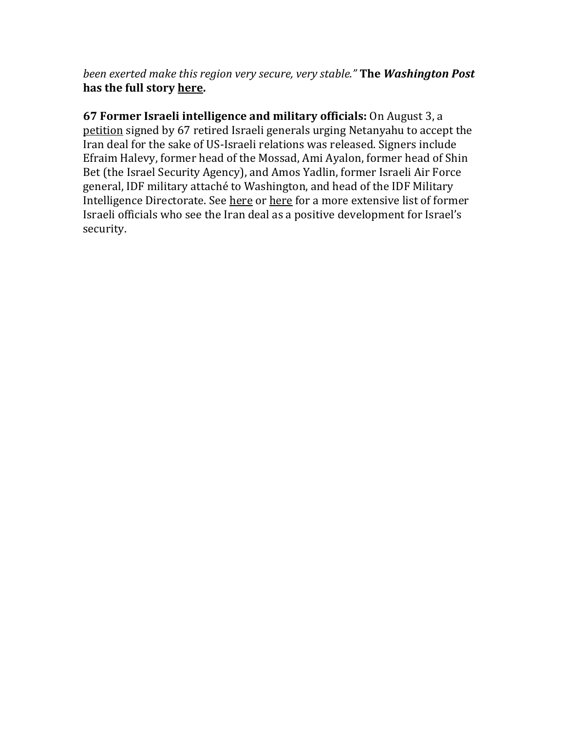*been exerted make this region very secure, very stable."* **The *Washington Post* has the full story here.**

**67 Former Israeli intelligence and military officials:** On August 3, a petition signed by 67 retired Israeli generals urging Netanyahu to accept the Iran deal for the sake of US-Israeli relations was released. Signers include Efraim Halevy, former head of the Mossad, Ami Ayalon, former head of Shin Bet (the Israel Security Agency), and Amos Yadlin, former Israeli Air Force general, IDF military attaché to Washington, and head of the IDF Military Intelligence Directorate. See here or here for a more extensive list of former Israeli officials who see the Iran deal as a positive development for Israel's security.